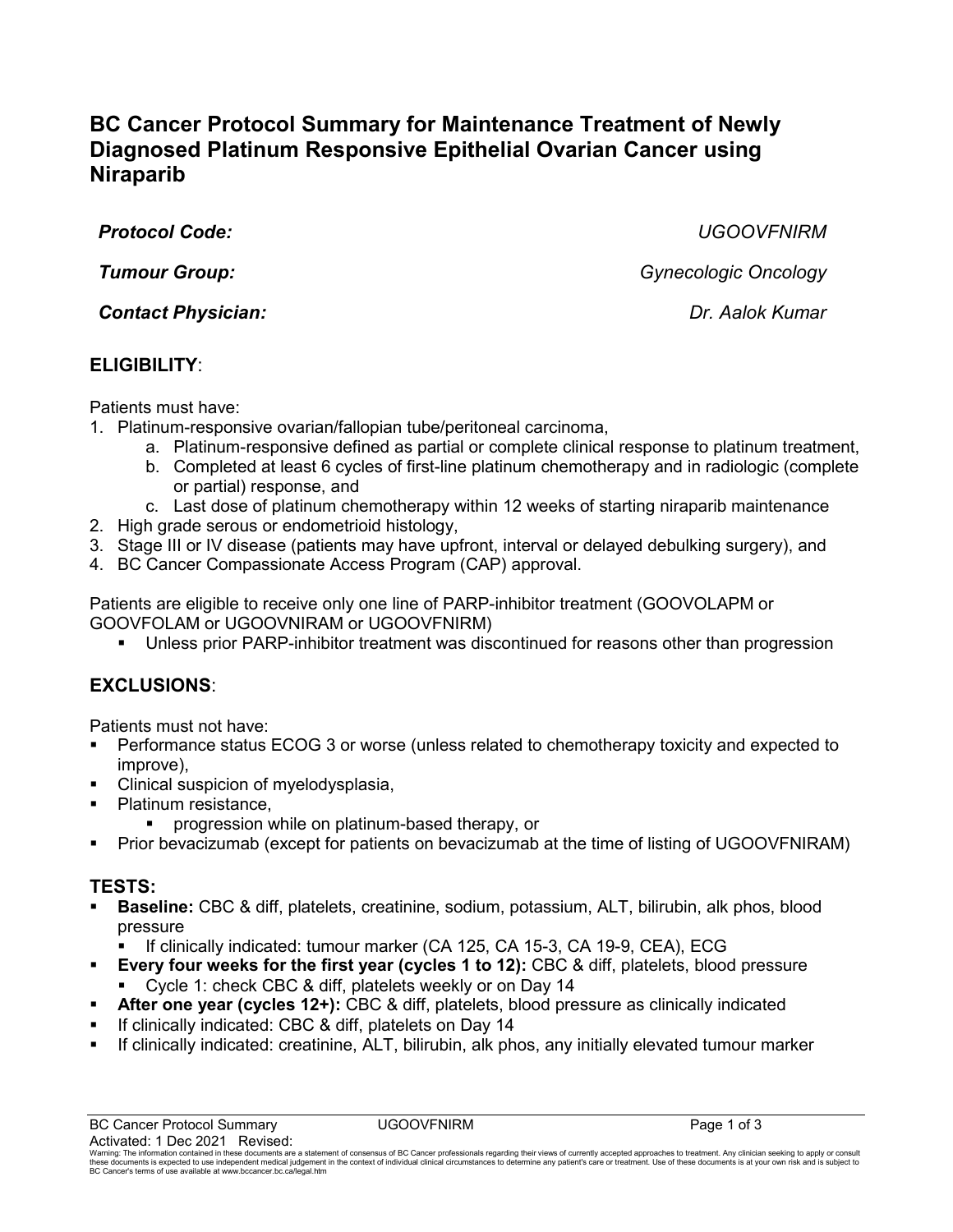# BC Cancer Protocol Summary for Maintenance Treatment of Newly Diagnosed Platinum Responsive Epithelial Ovarian Cancer using Niraparib

| | |
|---|---|
| ***Protocol Code:*** | *UGOOVFNIRM* |
| ***Tumour Group:*** | *Gynecologic Oncology* |
| ***Contact Physician:*** | *Dr. Aalok Kumar* |

## ELIGIBILITY:

Patients must have:

1. Platinum-responsive ovarian/fallopian tube/peritoneal carcinoma,
   a. Platinum-responsive defined as partial or complete clinical response to platinum treatment,
   b. Completed at least 6 cycles of first-line platinum chemotherapy and in radiologic (complete or partial) response, and
   c. Last dose of platinum chemotherapy within 12 weeks of starting niraparib maintenance
2. High grade serous or endometrioid histology,
3. Stage III or IV disease (patients may have upfront, interval or delayed debulking surgery), and
4. BC Cancer Compassionate Access Program (CAP) approval.

Patients are eligible to receive only one line of PARP-inhibitor treatment (GOOVOLAPM or GOOVFOLAM or UGOOVNIRAM or UGOOVFNIRM)

- Unless prior PARP-inhibitor treatment was discontinued for reasons other than progression

## EXCLUSIONS:

Patients must not have:

- Performance status ECOG 3 or worse (unless related to chemotherapy toxicity and expected to improve),
- Clinical suspicion of myelodysplasia,
- Platinum resistance,
  - progression while on platinum-based therapy, or
- Prior bevacizumab (except for patients on bevacizumab at the time of listing of UGOOVFNIRAM)

## TESTS:

- **Baseline:** CBC & diff, platelets, creatinine, sodium, potassium, ALT, bilirubin, alk phos, blood pressure
  - If clinically indicated: tumour marker (CA 125, CA 15-3, CA 19-9, CEA), ECG
- **Every four weeks for the first year (cycles 1 to 12):** CBC & diff, platelets, blood pressure
  - Cycle 1: check CBC & diff, platelets weekly or on Day 14
- **After one year (cycles 12+):** CBC & diff, platelets, blood pressure as clinically indicated
- If clinically indicated: CBC & diff, platelets on Day 14
- If clinically indicated: creatinine, ALT, bilirubin, alk phos, any initially elevated tumour marker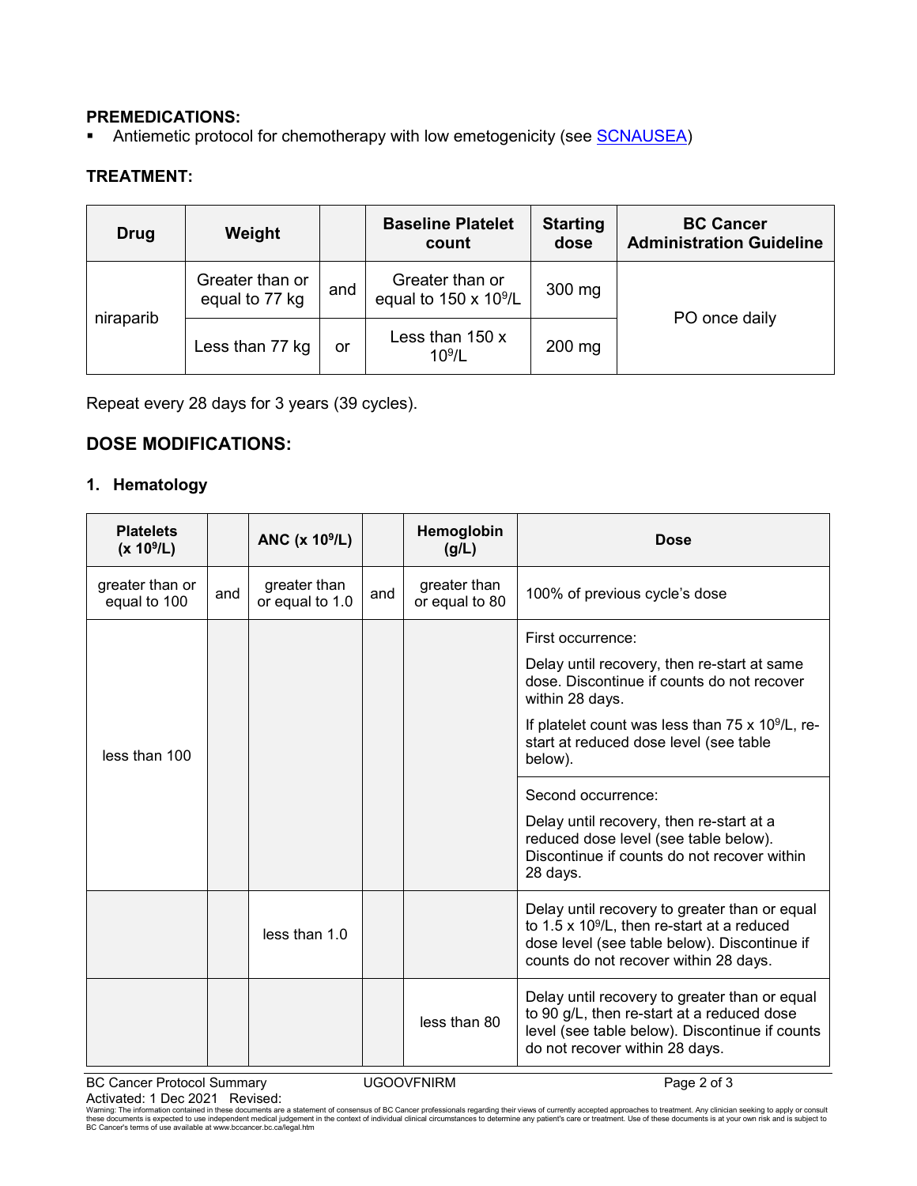**PREMEDICATIONS:**

- Antiemetic protocol for chemotherapy with low emetogenicity (see SCNAUSEA)

**TREATMENT:**

| Drug | Weight | | Baseline Platelet count | Starting dose | BC Cancer Administration Guideline |
|---|---|---|---|---|---|
| niraparib | Greater than or equal to 77 kg | and | Greater than or equal to 150 x $10^9$/L | 300 mg | PO once daily |
| | Less than 77 kg | or | Less than 150 x $10^9$/L | 200 mg | |

Repeat every 28 days for 3 years (39 cycles).

## DOSE MODIFICATIONS:

### 1. Hematology

| Platelets (x $10^9$/L) | | ANC (x $10^9$/L) | | Hemoglobin (g/L) | Dose |
|---|---|---|---|---|---|
| greater than or equal to 100 | and | greater than or equal to 1.0 | and | greater than or equal to 80 | 100% of previous cycle's dose |
| less than 100 | | | | | First occurrence: Delay until recovery, then re-start at same dose. Discontinue if counts do not recover within 28 days. If platelet count was less than 75 x $10^9$/L, re-start at reduced dose level (see table below). |
| | | | | | Second occurrence: Delay until recovery, then re-start at a reduced dose level (see table below). Discontinue if counts do not recover within 28 days. |
| | | less than 1.0 | | | Delay until recovery to greater than or equal to 1.5 x $10^9$/L, then re-start at a reduced dose level (see table below). Discontinue if counts do not recover within 28 days. |
| | | | | less than 80 | Delay until recovery to greater than or equal to 90 g/L, then re-start at a reduced dose level (see table below). Discontinue if counts do not recover within 28 days. |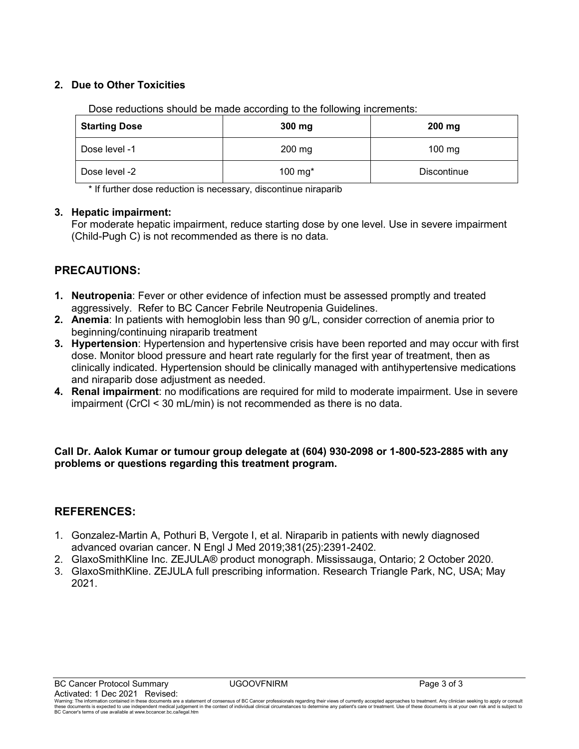**2. Due to Other Toxicities**

Dose reductions should be made according to the following increments:

| Starting Dose | 300 mg | 200 mg |
|---|---|---|
| Dose level -1 | 200 mg | 100 mg |
| Dose level -2 | 100 mg* | Discontinue |

\* If further dose reduction is necessary, discontinue niraparib

**3. Hepatic impairment:**
For moderate hepatic impairment, reduce starting dose by one level. Use in severe impairment (Child-Pugh C) is not recommended as there is no data.

## PRECAUTIONS:

1. **Neutropenia**: Fever or other evidence of infection must be assessed promptly and treated aggressively. Refer to BC Cancer Febrile Neutropenia Guidelines.
2. **Anemia**: In patients with hemoglobin less than 90 g/L, consider correction of anemia prior to beginning/continuing niraparib treatment
3. **Hypertension**: Hypertension and hypertensive crisis have been reported and may occur with first dose. Monitor blood pressure and heart rate regularly for the first year of treatment, then as clinically indicated. Hypertension should be clinically managed with antihypertensive medications and niraparib dose adjustment as needed.
4. **Renal impairment**: no modifications are required for mild to moderate impairment. Use in severe impairment (CrCl < 30 mL/min) is not recommended as there is no data.

**Call Dr. Aalok Kumar or tumour group delegate at (604) 930-2098 or 1-800-523-2885 with any problems or questions regarding this treatment program.**

## REFERENCES:

1. Gonzalez-Martin A, Pothuri B, Vergote I, et al. Niraparib in patients with newly diagnosed advanced ovarian cancer. N Engl J Med 2019;381(25):2391-2402.
2. GlaxoSmithKline Inc. ZEJULA® product monograph. Mississauga, Ontario; 2 October 2020.
3. GlaxoSmithKline. ZEJULA full prescribing information. Research Triangle Park, NC, USA; May 2021.

BC Cancer Protocol Summary UGOOVFNIRM
Activated: 1 Dec 2021 Revised:
Warning: The information contained in these documents are a statement of consensus of BC Cancer professionals regarding their views of currently accepted approaches to treatment. Any clinician seeking to apply or consult these documents is expected to use independent medical judgement in the context of individual clinical circumstances to determine any patient's care or treatment. Use of these documents is at your own risk and is subject to BC Cancer's terms of use available at www.bccancer.bc.ca/legal.htm